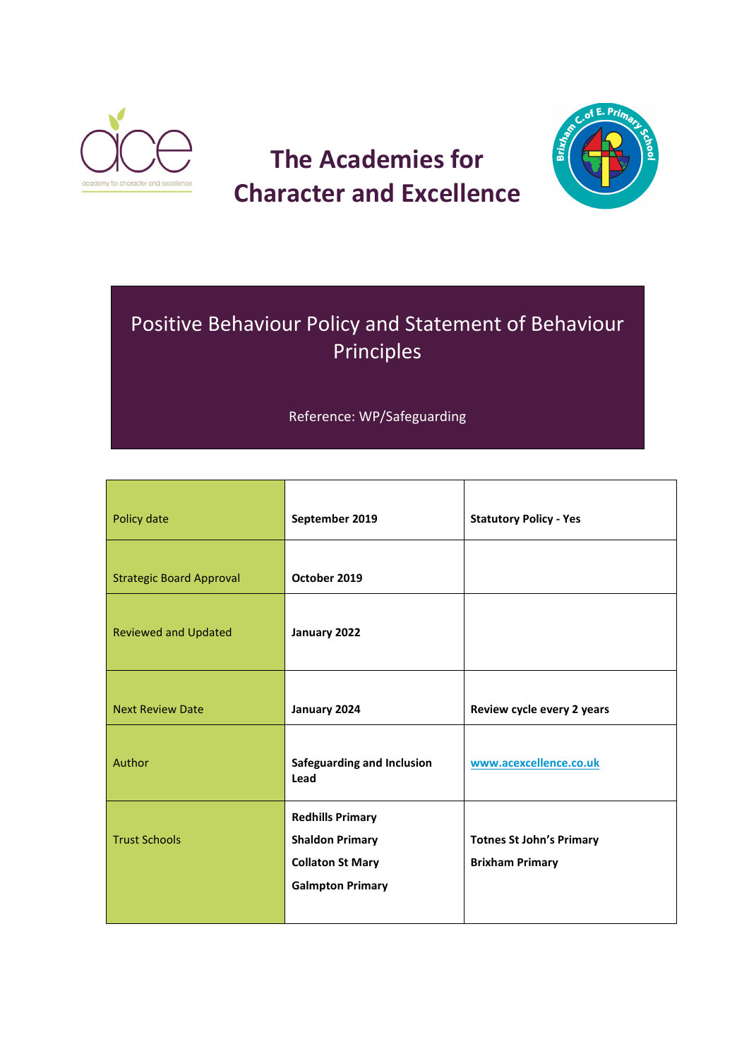# The Academies for Character and Excellence

## Positive Behaviour Policy and Statement of Behaviour Principles

Reference: WP/Safeguarding

| Policy date | **September 2019** | **Statutory Policy - Yes** |
|---|---|---|
| Strategic Board Approval | **October 2019** | |
| Reviewed and Updated | **January 2022** | |
| Next Review Date | **January 2024** | **Review cycle every 2 years** |
| Author | **Safeguarding and Inclusion Lead** | **www.acexcellence.co.uk** |
| Trust Schools | **Redhills Primary**<br>**Shaldon Primary**<br>**Collaton St Mary**<br>**Galmpton Primary** | **Totnes St John's Primary**<br>**Brixham Primary** |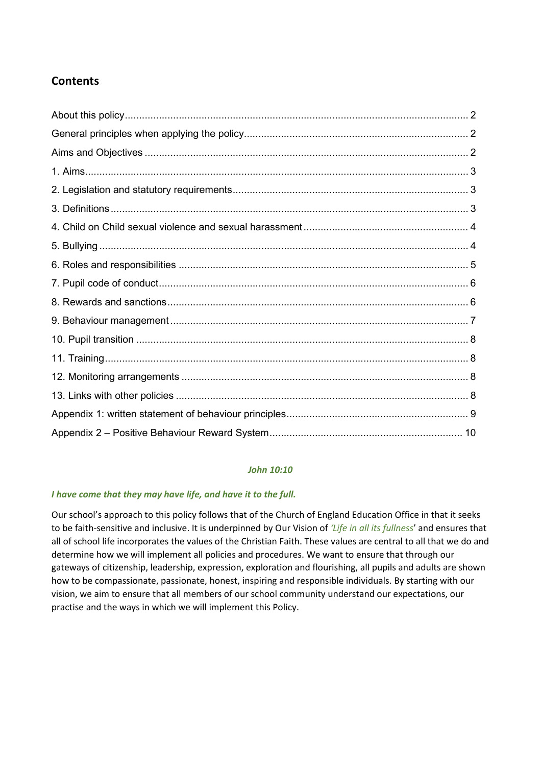## Contents

About this policy ........................................................................................................................ 2
General principles when applying the policy ............................................................................... 2
Aims and Objectives ................................................................................................................. 2
1. Aims ...................................................................................................................................... 3
2. Legislation and statutory requirements .................................................................................. 3
3. Definitions ............................................................................................................................. 3
4. Child on Child sexual violence and sexual harassment ......................................................... 4
5. Bullying ................................................................................................................................. 4
6. Roles and responsibilities ..................................................................................................... 5
7. Pupil code of conduct ............................................................................................................ 6
8. Rewards and sanctions ......................................................................................................... 6
9. Behaviour management ........................................................................................................ 7
10. Pupil transition .................................................................................................................... 8
11. Training ............................................................................................................................... 8
12. Monitoring arrangements .................................................................................................... 8
13. Links with other policies ...................................................................................................... 8
Appendix 1: written statement of behaviour principles ................................................................ 9
Appendix 2 – Positive Behaviour Reward System .................................................................... 10

***John 10:10***

***I have come that they may have life, and have it to the full.***

Our school's approach to this policy follows that of the Church of England Education Office in that it seeks to be faith-sensitive and inclusive. It is underpinned by Our Vision of *'Life in all its fullness'* and ensures that all of school life incorporates the values of the Christian Faith. These values are central to all that we do and determine how we will implement all policies and procedures. We want to ensure that through our gateways of citizenship, leadership, expression, exploration and flourishing, all pupils and adults are shown how to be compassionate, passionate, honest, inspiring and responsible individuals. By starting with our vision, we aim to ensure that all members of our school community understand our expectations, our practise and the ways in which we will implement this Policy.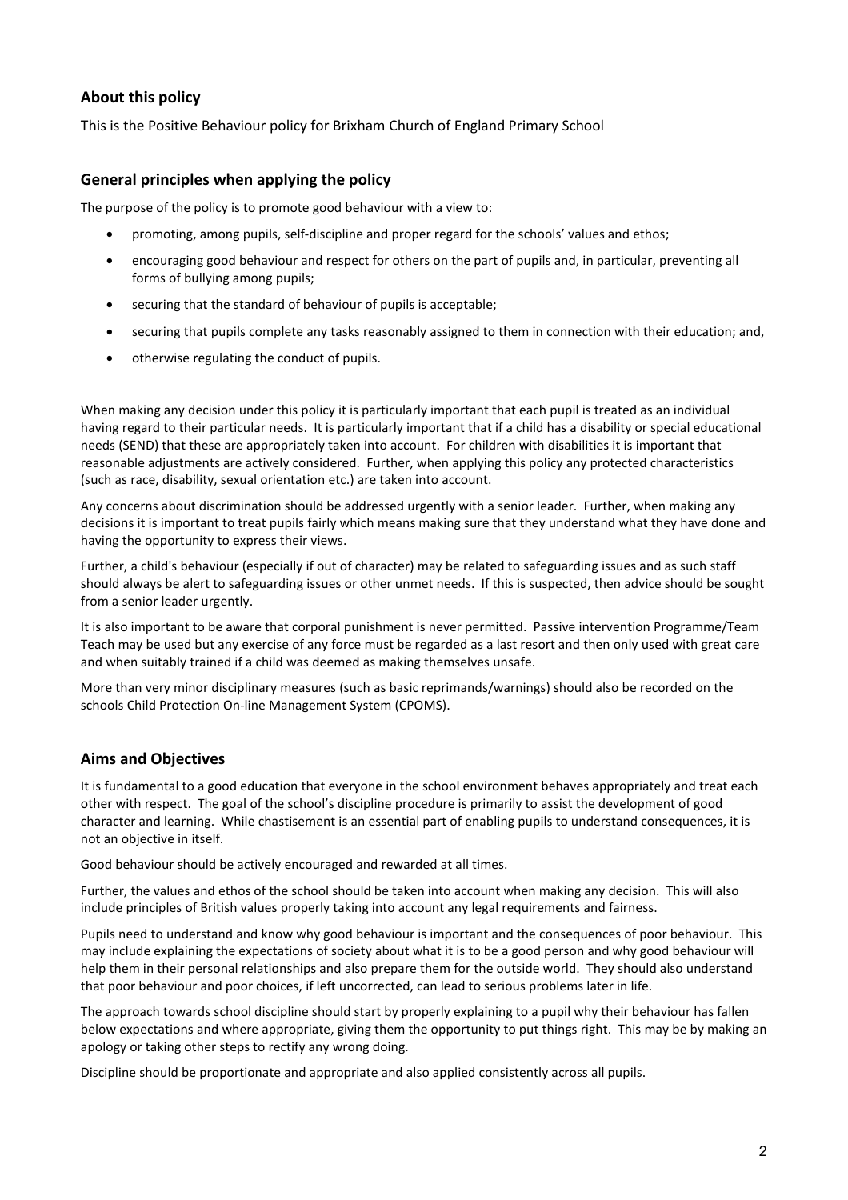## About this policy

This is the Positive Behaviour policy for Brixham Church of England Primary School

## General principles when applying the policy

The purpose of the policy is to promote good behaviour with a view to:

- promoting, among pupils, self-discipline and proper regard for the schools' values and ethos;
- encouraging good behaviour and respect for others on the part of pupils and, in particular, preventing all forms of bullying among pupils;
- securing that the standard of behaviour of pupils is acceptable;
- securing that pupils complete any tasks reasonably assigned to them in connection with their education; and,
- otherwise regulating the conduct of pupils.

When making any decision under this policy it is particularly important that each pupil is treated as an individual having regard to their particular needs. It is particularly important that if a child has a disability or special educational needs (SEND) that these are appropriately taken into account. For children with disabilities it is important that reasonable adjustments are actively considered. Further, when applying this policy any protected characteristics (such as race, disability, sexual orientation etc.) are taken into account.

Any concerns about discrimination should be addressed urgently with a senior leader. Further, when making any decisions it is important to treat pupils fairly which means making sure that they understand what they have done and having the opportunity to express their views.

Further, a child's behaviour (especially if out of character) may be related to safeguarding issues and as such staff should always be alert to safeguarding issues or other unmet needs. If this is suspected, then advice should be sought from a senior leader urgently.

It is also important to be aware that corporal punishment is never permitted. Passive intervention Programme/Team Teach may be used but any exercise of any force must be regarded as a last resort and then only used with great care and when suitably trained if a child was deemed as making themselves unsafe.

More than very minor disciplinary measures (such as basic reprimands/warnings) should also be recorded on the schools Child Protection On-line Management System (CPOMS).

## Aims and Objectives

It is fundamental to a good education that everyone in the school environment behaves appropriately and treat each other with respect. The goal of the school's discipline procedure is primarily to assist the development of good character and learning. While chastisement is an essential part of enabling pupils to understand consequences, it is not an objective in itself.

Good behaviour should be actively encouraged and rewarded at all times.

Further, the values and ethos of the school should be taken into account when making any decision. This will also include principles of British values properly taking into account any legal requirements and fairness.

Pupils need to understand and know why good behaviour is important and the consequences of poor behaviour. This may include explaining the expectations of society about what it is to be a good person and why good behaviour will help them in their personal relationships and also prepare them for the outside world. They should also understand that poor behaviour and poor choices, if left uncorrected, can lead to serious problems later in life.

The approach towards school discipline should start by properly explaining to a pupil why their behaviour has fallen below expectations and where appropriate, giving them the opportunity to put things right. This may be by making an apology or taking other steps to rectify any wrong doing.

Discipline should be proportionate and appropriate and also applied consistently across all pupils.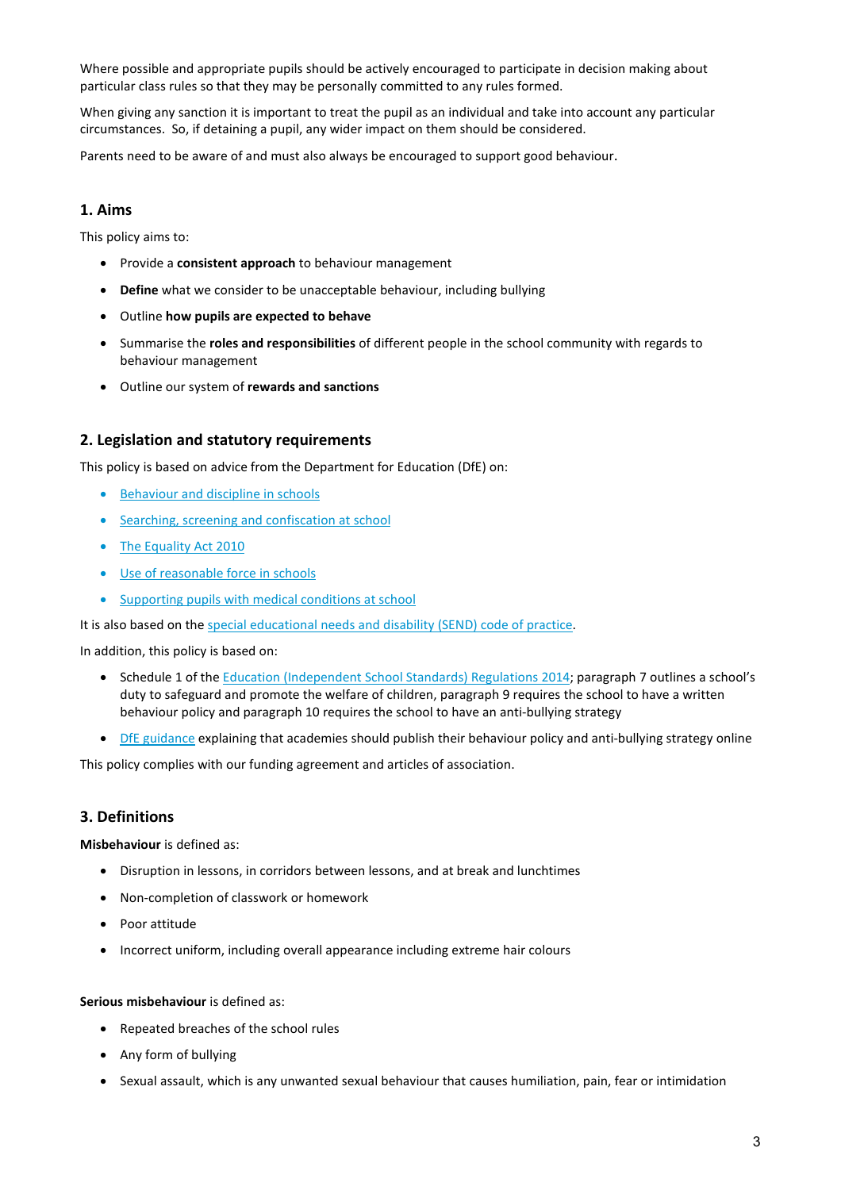Where possible and appropriate pupils should be actively encouraged to participate in decision making about particular class rules so that they may be personally committed to any rules formed.

When giving any sanction it is important to treat the pupil as an individual and take into account any particular circumstances. So, if detaining a pupil, any wider impact on them should be considered.

Parents need to be aware of and must also always be encouraged to support good behaviour.

## 1. Aims

This policy aims to:

- Provide a **consistent approach** to behaviour management
- **Define** what we consider to be unacceptable behaviour, including bullying
- Outline **how pupils are expected to behave**
- Summarise the **roles and responsibilities** of different people in the school community with regards to behaviour management
- Outline our system of **rewards and sanctions**

## 2. Legislation and statutory requirements

This policy is based on advice from the Department for Education (DfE) on:

- Behaviour and discipline in schools
- Searching, screening and confiscation at school
- The Equality Act 2010
- Use of reasonable force in schools
- Supporting pupils with medical conditions at school

It is also based on the special educational needs and disability (SEND) code of practice.

In addition, this policy is based on:

- Schedule 1 of the Education (Independent School Standards) Regulations 2014; paragraph 7 outlines a school's duty to safeguard and promote the welfare of children, paragraph 9 requires the school to have a written behaviour policy and paragraph 10 requires the school to have an anti-bullying strategy
- DfE guidance explaining that academies should publish their behaviour policy and anti-bullying strategy online

This policy complies with our funding agreement and articles of association.

## 3. Definitions

**Misbehaviour** is defined as:

- Disruption in lessons, in corridors between lessons, and at break and lunchtimes
- Non-completion of classwork or homework
- Poor attitude
- Incorrect uniform, including overall appearance including extreme hair colours

**Serious misbehaviour** is defined as:

- Repeated breaches of the school rules
- Any form of bullying
- Sexual assault, which is any unwanted sexual behaviour that causes humiliation, pain, fear or intimidation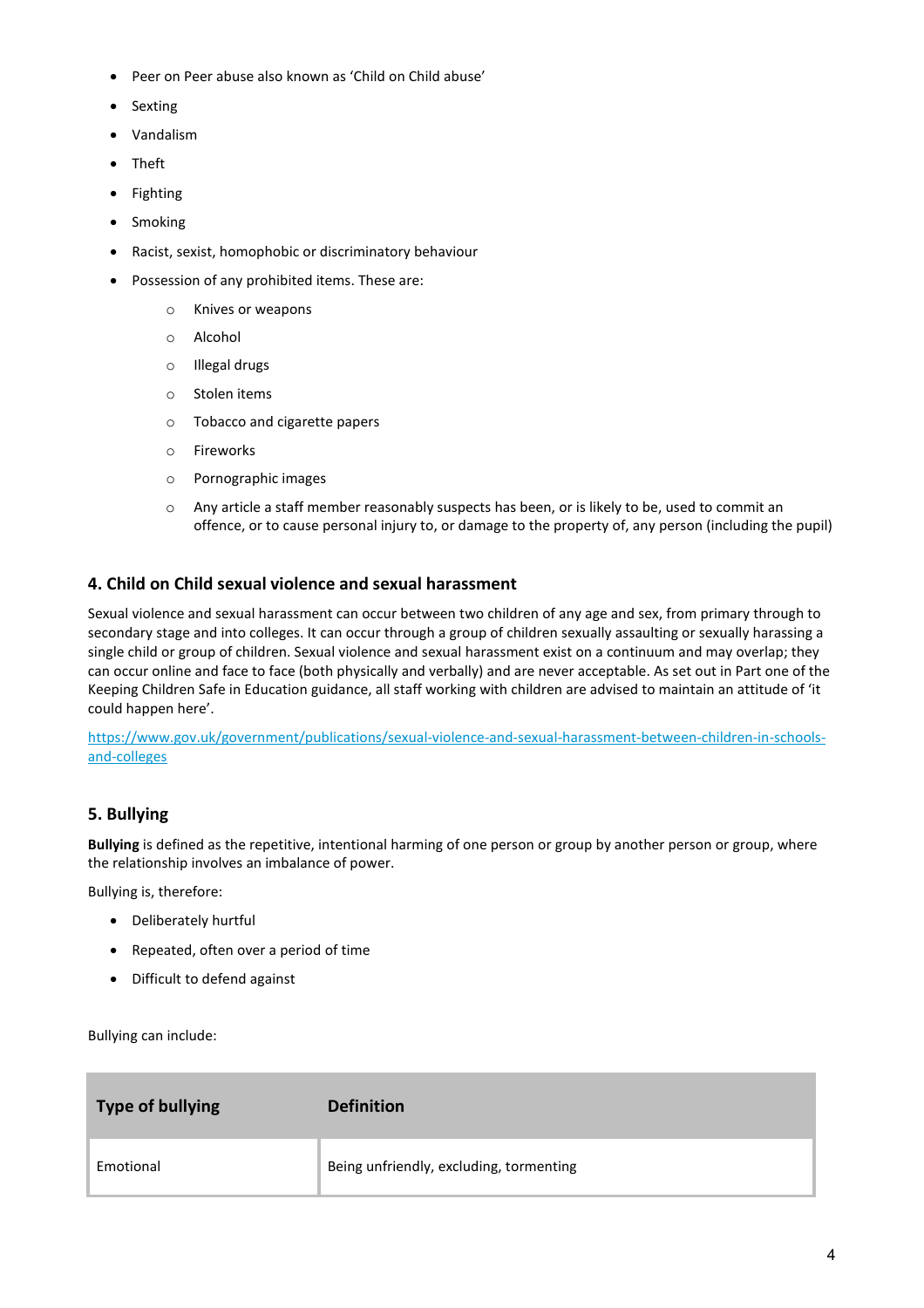- Peer on Peer abuse also known as 'Child on Child abuse'
- Sexting
- Vandalism
- Theft
- Fighting
- Smoking
- Racist, sexist, homophobic or discriminatory behaviour
- Possession of any prohibited items. These are:
    - Knives or weapons
    - Alcohol
    - Illegal drugs
    - Stolen items
    - Tobacco and cigarette papers
    - Fireworks
    - Pornographic images
    - Any article a staff member reasonably suspects has been, or is likely to be, used to commit an offence, or to cause personal injury to, or damage to the property of, any person (including the pupil)

## 4. Child on Child sexual violence and sexual harassment

Sexual violence and sexual harassment can occur between two children of any age and sex, from primary through to secondary stage and into colleges. It can occur through a group of children sexually assaulting or sexually harassing a single child or group of children. Sexual violence and sexual harassment exist on a continuum and may overlap; they can occur online and face to face (both physically and verbally) and are never acceptable. As set out in Part one of the Keeping Children Safe in Education guidance, all staff working with children are advised to maintain an attitude of 'it could happen here'.

https://www.gov.uk/government/publications/sexual-violence-and-sexual-harassment-between-children-in-schools-and-colleges

## 5. Bullying

**Bullying** is defined as the repetitive, intentional harming of one person or group by another person or group, where the relationship involves an imbalance of power.

Bullying is, therefore:

- Deliberately hurtful
- Repeated, often over a period of time
- Difficult to defend against

Bullying can include:

| Type of bullying | Definition |
|---|---|
| Emotional | Being unfriendly, excluding, tormenting |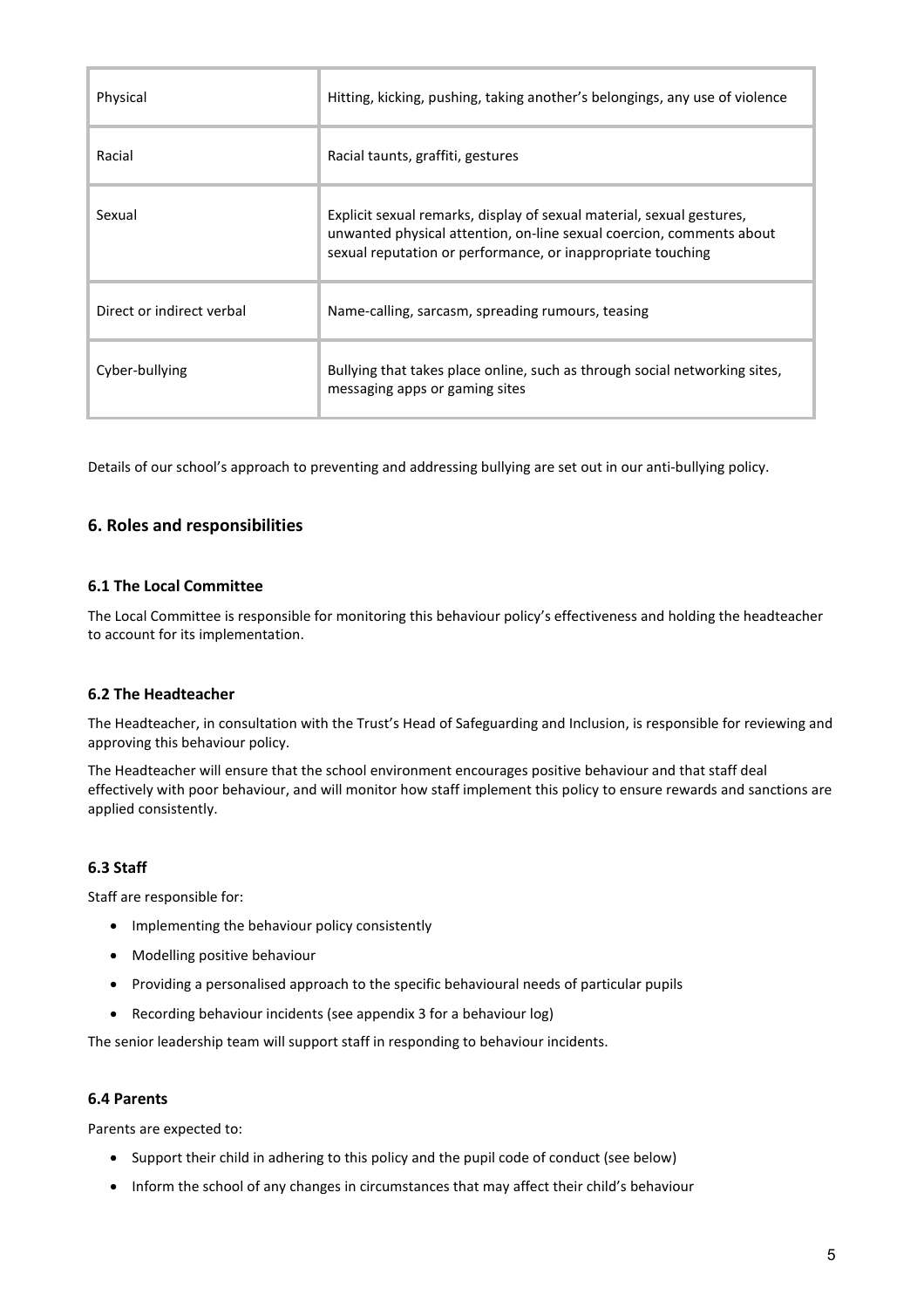| Physical | Hitting, kicking, pushing, taking another's belongings, any use of violence |
|---|---|
| Racial | Racial taunts, graffiti, gestures |
| Sexual | Explicit sexual remarks, display of sexual material, sexual gestures, unwanted physical attention, on-line sexual coercion, comments about sexual reputation or performance, or inappropriate touching |
| Direct or indirect verbal | Name-calling, sarcasm, spreading rumours, teasing |
| Cyber-bullying | Bullying that takes place online, such as through social networking sites, messaging apps or gaming sites |

Details of our school's approach to preventing and addressing bullying are set out in our anti-bullying policy.

## 6. Roles and responsibilities

### 6.1 The Local Committee

The Local Committee is responsible for monitoring this behaviour policy's effectiveness and holding the headteacher to account for its implementation.

### 6.2 The Headteacher

The Headteacher, in consultation with the Trust's Head of Safeguarding and Inclusion, is responsible for reviewing and approving this behaviour policy.

The Headteacher will ensure that the school environment encourages positive behaviour and that staff deal effectively with poor behaviour, and will monitor how staff implement this policy to ensure rewards and sanctions are applied consistently.

### 6.3 Staff

Staff are responsible for:

- Implementing the behaviour policy consistently
- Modelling positive behaviour
- Providing a personalised approach to the specific behavioural needs of particular pupils
- Recording behaviour incidents (see appendix 3 for a behaviour log)

The senior leadership team will support staff in responding to behaviour incidents.

### 6.4 Parents

Parents are expected to:

- Support their child in adhering to this policy and the pupil code of conduct (see below)
- Inform the school of any changes in circumstances that may affect their child's behaviour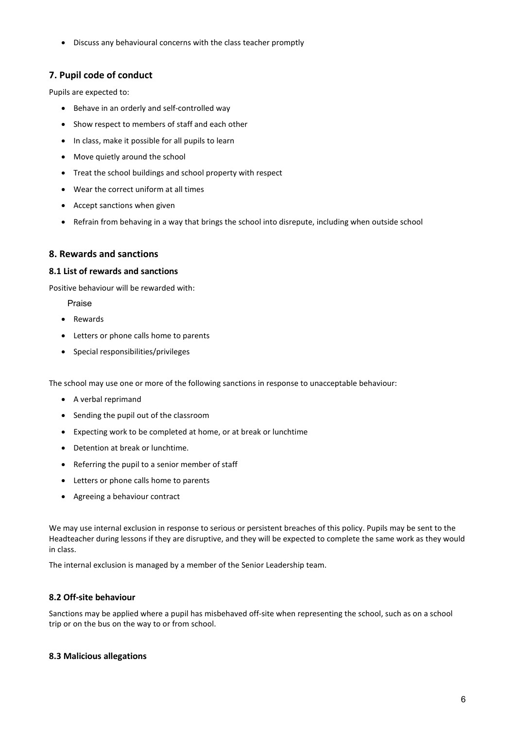- Discuss any behavioural concerns with the class teacher promptly

## 7. Pupil code of conduct

Pupils are expected to:

- Behave in an orderly and self-controlled way
- Show respect to members of staff and each other
- In class, make it possible for all pupils to learn
- Move quietly around the school
- Treat the school buildings and school property with respect
- Wear the correct uniform at all times
- Accept sanctions when given
- Refrain from behaving in a way that brings the school into disrepute, including when outside school

## 8. Rewards and sanctions

### 8.1 List of rewards and sanctions

Positive behaviour will be rewarded with:

Praise

- Rewards
- Letters or phone calls home to parents
- Special responsibilities/privileges

The school may use one or more of the following sanctions in response to unacceptable behaviour:

- A verbal reprimand
- Sending the pupil out of the classroom
- Expecting work to be completed at home, or at break or lunchtime
- Detention at break or lunchtime.
- Referring the pupil to a senior member of staff
- Letters or phone calls home to parents
- Agreeing a behaviour contract

We may use internal exclusion in response to serious or persistent breaches of this policy. Pupils may be sent to the Headteacher during lessons if they are disruptive, and they will be expected to complete the same work as they would in class.

The internal exclusion is managed by a member of the Senior Leadership team.

### 8.2 Off-site behaviour

Sanctions may be applied where a pupil has misbehaved off-site when representing the school, such as on a school trip or on the bus on the way to or from school.

### 8.3 Malicious allegations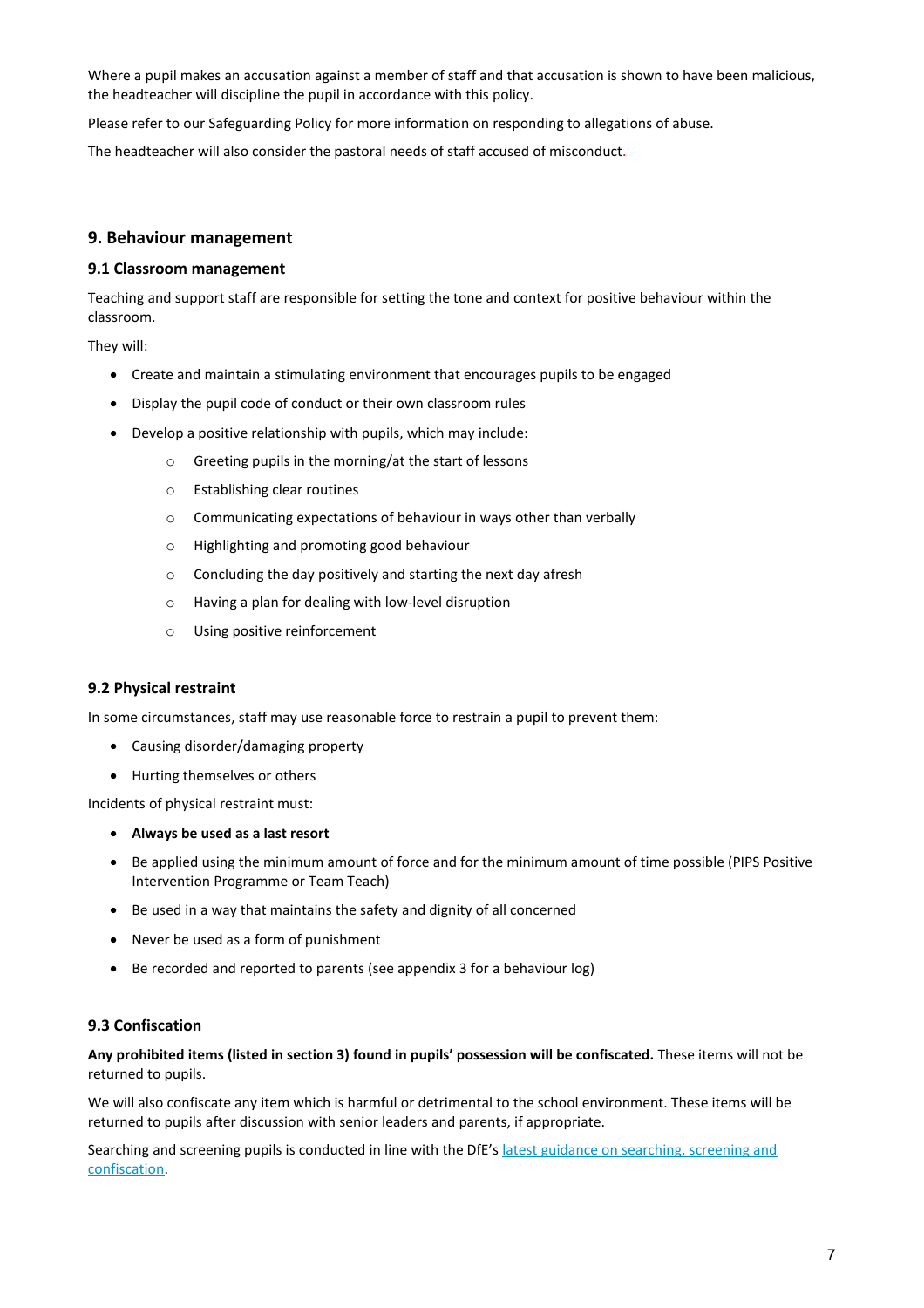Where a pupil makes an accusation against a member of staff and that accusation is shown to have been malicious, the headteacher will discipline the pupil in accordance with this policy.

Please refer to our Safeguarding Policy for more information on responding to allegations of abuse.

The headteacher will also consider the pastoral needs of staff accused of misconduct.

## 9. Behaviour management

### 9.1 Classroom management

Teaching and support staff are responsible for setting the tone and context for positive behaviour within the classroom.

They will:

- Create and maintain a stimulating environment that encourages pupils to be engaged
- Display the pupil code of conduct or their own classroom rules
- Develop a positive relationship with pupils, which may include:
    - Greeting pupils in the morning/at the start of lessons
    - Establishing clear routines
    - Communicating expectations of behaviour in ways other than verbally
    - Highlighting and promoting good behaviour
    - Concluding the day positively and starting the next day afresh
    - Having a plan for dealing with low-level disruption
    - Using positive reinforcement

### 9.2 Physical restraint

In some circumstances, staff may use reasonable force to restrain a pupil to prevent them:

- Causing disorder/damaging property
- Hurting themselves or others

Incidents of physical restraint must:

- **Always be used as a last resort**
- Be applied using the minimum amount of force and for the minimum amount of time possible (PIPS Positive Intervention Programme or Team Teach)
- Be used in a way that maintains the safety and dignity of all concerned
- Never be used as a form of punishment
- Be recorded and reported to parents (see appendix 3 for a behaviour log)

### 9.3 Confiscation

**Any prohibited items (listed in section 3) found in pupils' possession will be confiscated.** These items will not be returned to pupils.

We will also confiscate any item which is harmful or detrimental to the school environment. These items will be returned to pupils after discussion with senior leaders and parents, if appropriate.

Searching and screening pupils is conducted in line with the DfE's [latest guidance on searching, screening and confiscation](latest guidance on searching, screening and confiscation).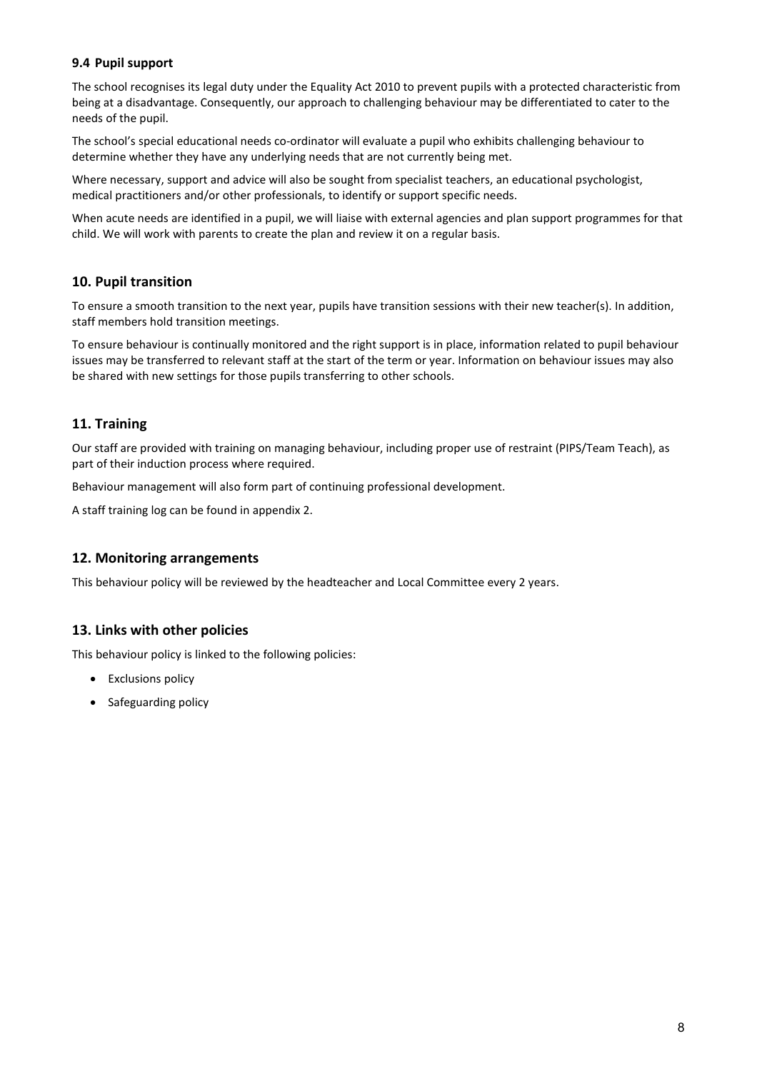### 9.4 Pupil support

The school recognises its legal duty under the Equality Act 2010 to prevent pupils with a protected characteristic from being at a disadvantage. Consequently, our approach to challenging behaviour may be differentiated to cater to the needs of the pupil.

The school's special educational needs co-ordinator will evaluate a pupil who exhibits challenging behaviour to determine whether they have any underlying needs that are not currently being met.

Where necessary, support and advice will also be sought from specialist teachers, an educational psychologist, medical practitioners and/or other professionals, to identify or support specific needs.

When acute needs are identified in a pupil, we will liaise with external agencies and plan support programmes for that child. We will work with parents to create the plan and review it on a regular basis.

## 10. Pupil transition

To ensure a smooth transition to the next year, pupils have transition sessions with their new teacher(s). In addition, staff members hold transition meetings.

To ensure behaviour is continually monitored and the right support is in place, information related to pupil behaviour issues may be transferred to relevant staff at the start of the term or year. Information on behaviour issues may also be shared with new settings for those pupils transferring to other schools.

## 11. Training

Our staff are provided with training on managing behaviour, including proper use of restraint (PIPS/Team Teach), as part of their induction process where required.

Behaviour management will also form part of continuing professional development.

A staff training log can be found in appendix 2.

## 12. Monitoring arrangements

This behaviour policy will be reviewed by the headteacher and Local Committee every 2 years.

## 13. Links with other policies

This behaviour policy is linked to the following policies:

- Exclusions policy
- Safeguarding policy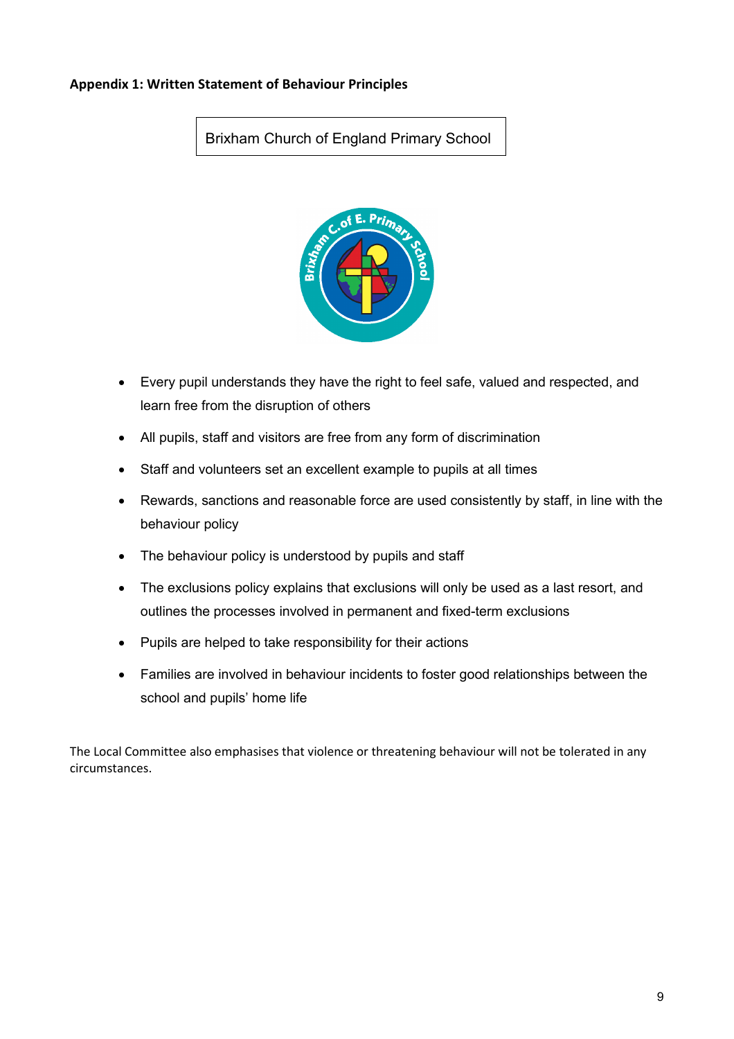**Appendix 1: Written Statement of Behaviour Principles**

Brixham Church of England Primary School

- Every pupil understands they have the right to feel safe, valued and respected, and learn free from the disruption of others
- All pupils, staff and visitors are free from any form of discrimination
- Staff and volunteers set an excellent example to pupils at all times
- Rewards, sanctions and reasonable force are used consistently by staff, in line with the behaviour policy
- The behaviour policy is understood by pupils and staff
- The exclusions policy explains that exclusions will only be used as a last resort, and outlines the processes involved in permanent and fixed-term exclusions
- Pupils are helped to take responsibility for their actions
- Families are involved in behaviour incidents to foster good relationships between the school and pupils' home life

The Local Committee also emphasises that violence or threatening behaviour will not be tolerated in any circumstances.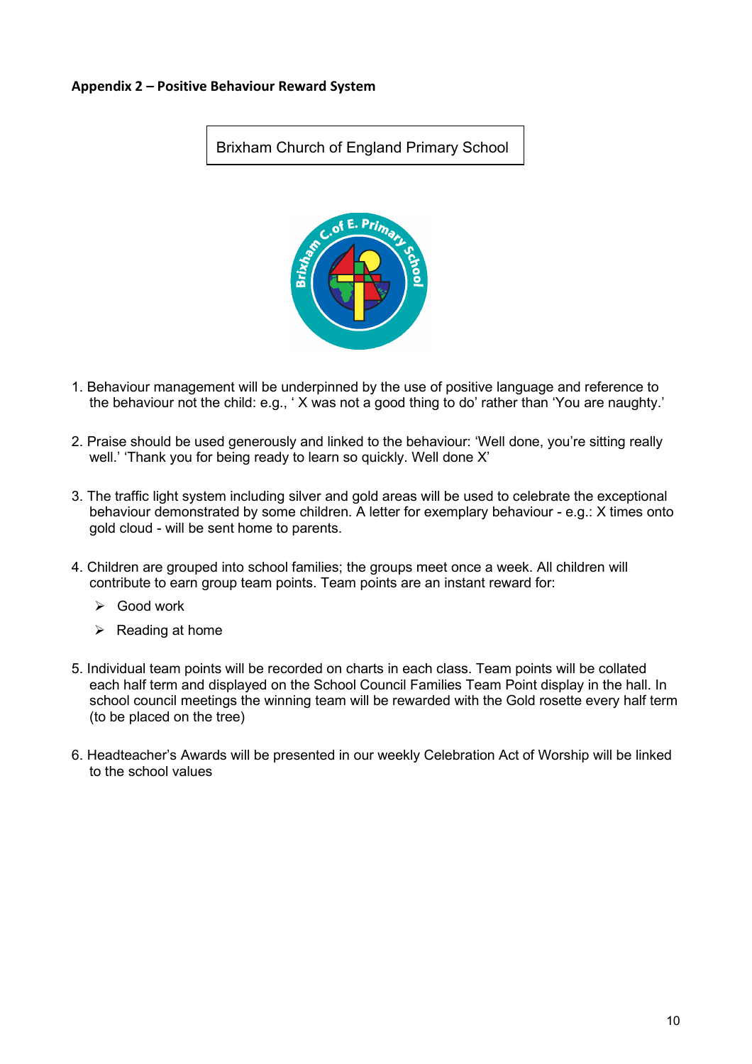**Appendix 2 – Positive Behaviour Reward System**

Brixham Church of England Primary School

1. Behaviour management will be underpinned by the use of positive language and reference to the behaviour not the child: e.g., ' X was not a good thing to do' rather than 'You are naughty.'

2. Praise should be used generously and linked to the behaviour: 'Well done, you're sitting really well.' 'Thank you for being ready to learn so quickly. Well done X'

3. The traffic light system including silver and gold areas will be used to celebrate the exceptional behaviour demonstrated by some children. A letter for exemplary behaviour - e.g.: X times onto gold cloud - will be sent home to parents.

4. Children are grouped into school families; the groups meet once a week. All children will contribute to earn group team points. Team points are an instant reward for:
   - Good work
   - Reading at home

5. Individual team points will be recorded on charts in each class. Team points will be collated each half term and displayed on the School Council Families Team Point display in the hall. In school council meetings the winning team will be rewarded with the Gold rosette every half term (to be placed on the tree)

6. Headteacher's Awards will be presented in our weekly Celebration Act of Worship will be linked to the school values